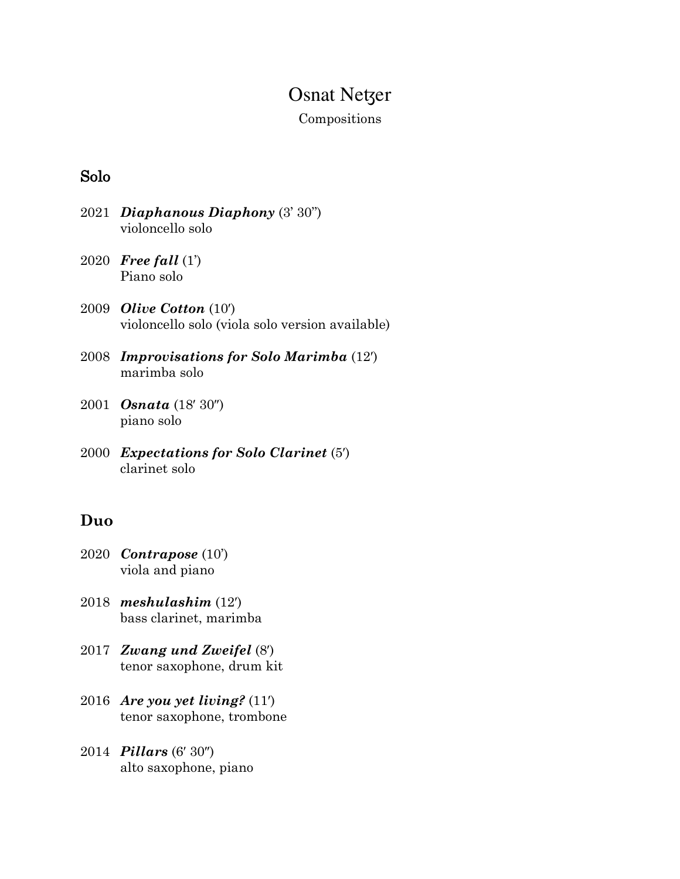# Osnat Netzer

Compositions

## Solo

2021 ***Diaphanous Diaphony*** (3' 30")
violoncello solo

2020 ***Free fall*** (1')
Piano solo

2009 ***Olive Cotton*** (10′)
violoncello solo (viola solo version available)

2008 ***Improvisations for Solo Marimba*** (12′)
marimba solo

2001 ***Osnata*** (18′ 30″)
piano solo

2000 ***Expectations for Solo Clarinet*** (5′)
clarinet solo

## Duo

2020 ***Contrapose*** (10')
viola and piano

2018 ***meshulashim*** (12′)
bass clarinet, marimba

2017 ***Zwang und Zweifel*** (8′)
tenor saxophone, drum kit

2016 ***Are you yet living?*** (11′)
tenor saxophone, trombone

2014 ***Pillars*** (6′ 30″)
alto saxophone, piano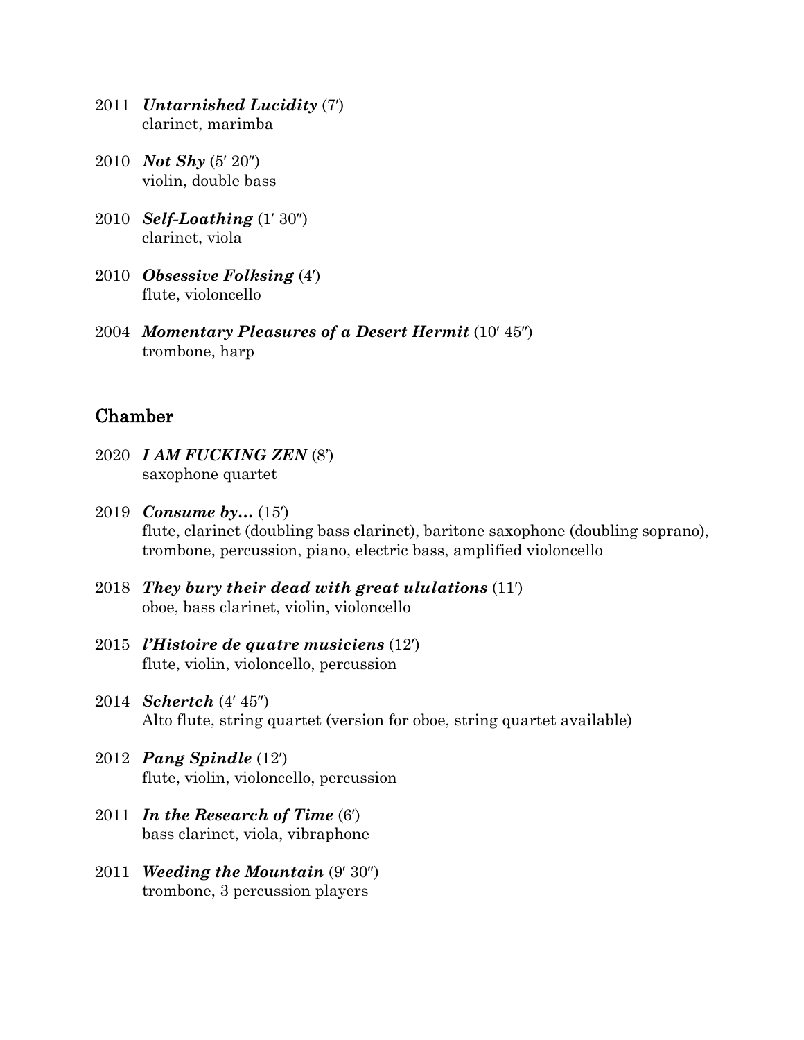2011 ***Untarnished Lucidity*** (7′)
clarinet, marimba

2010 ***Not Shy*** (5′ 20″)
violin, double bass

2010 ***Self-Loathing*** (1′ 30″)
clarinet, viola

2010 ***Obsessive Folksing*** (4′)
flute, violoncello

2004 ***Momentary Pleasures of a Desert Hermit*** (10′ 45″)
trombone, harp

## Chamber

2020 ***I AM FUCKING ZEN*** (8')
saxophone quartet

2019 ***Consume by…*** (15′)
flute, clarinet (doubling bass clarinet), baritone saxophone (doubling soprano), trombone, percussion, piano, electric bass, amplified violoncello

2018 ***They bury their dead with great ululations*** (11′)
oboe, bass clarinet, violin, violoncello

2015 ***l'Histoire de quatre musiciens*** (12′)
flute, violin, violoncello, percussion

2014 ***Schertch*** (4′ 45″)
Alto flute, string quartet (version for oboe, string quartet available)

2012 ***Pang Spindle*** (12′)
flute, violin, violoncello, percussion

2011 ***In the Research of Time*** (6′)
bass clarinet, viola, vibraphone

2011 ***Weeding the Mountain*** (9′ 30″)
trombone, 3 percussion players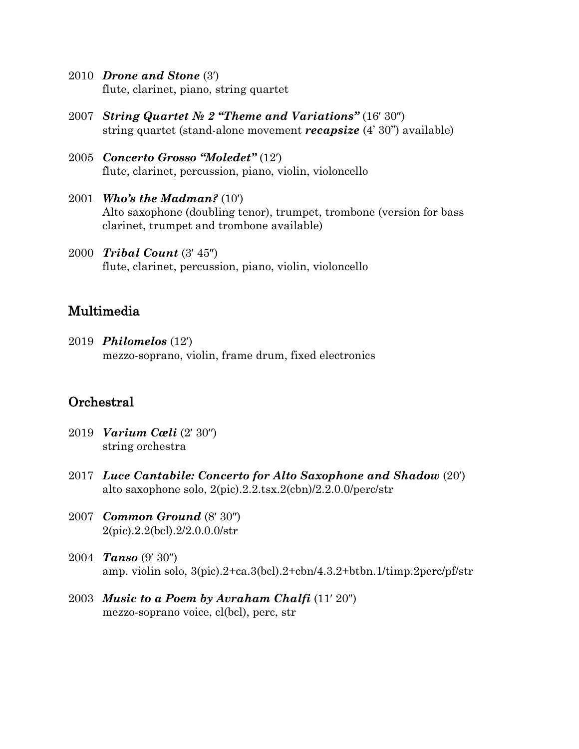2010 ***Drone and Stone*** (3′)
flute, clarinet, piano, string quartet

2007 ***String Quartet № 2 "Theme and Variations"*** (16′ 30″)
string quartet (stand-alone movement ***recapsize*** (4' 30") available)

2005 ***Concerto Grosso "Moledet"*** (12′)
flute, clarinet, percussion, piano, violin, violoncello

2001 ***Who's the Madman?*** (10′)
Alto saxophone (doubling tenor), trumpet, trombone (version for bass clarinet, trumpet and trombone available)

2000 ***Tribal Count*** (3′ 45″)
flute, clarinet, percussion, piano, violin, violoncello

## Multimedia

2019 ***Philomelos*** (12′)
mezzo-soprano, violin, frame drum, fixed electronics

## Orchestral

2019 ***Varium Cœli*** (2′ 30″)
string orchestra

2017 ***Luce Cantabile: Concerto for Alto Saxophone and Shadow*** (20′)
alto saxophone solo, 2(pic).2.2.tsx.2(cbn)/2.2.0.0/perc/str

2007 ***Common Ground*** (8′ 30″)
2(pic).2.2(bcl).2/2.0.0.0/str

2004 ***Tanso*** (9′ 30″)
amp. violin solo, 3(pic).2+ca.3(bcl).2+cbn/4.3.2+btbn.1/timp.2perc/pf/str

2003 ***Music to a Poem by Avraham Chalfi*** (11′ 20″)
mezzo-soprano voice, cl(bcl), perc, str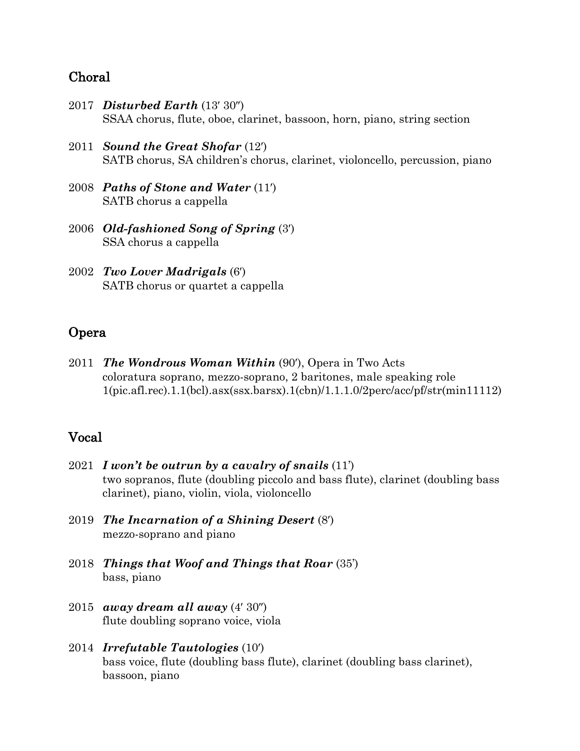## Choral

2017 ***Disturbed Earth*** (13′ 30″)
SSAA chorus, flute, oboe, clarinet, bassoon, horn, piano, string section

2011 ***Sound the Great Shofar*** (12′)
SATB chorus, SA children's chorus, clarinet, violoncello, percussion, piano

2008 ***Paths of Stone and Water*** (11′)
SATB chorus a cappella

2006 ***Old-fashioned Song of Spring*** (3′)
SSA chorus a cappella

2002 ***Two Lover Madrigals*** (6′)
SATB chorus or quartet a cappella

## Opera

2011 ***The Wondrous Woman Within*** (90′), Opera in Two Acts
coloratura soprano, mezzo-soprano, 2 baritones, male speaking role
1(pic.afl.rec).1.1(bcl).asx(ssx.barsx).1(cbn)/1.1.1.0/2perc/acc/pf/str(min11112)

## Vocal

2021 ***I won't be outrun by a cavalry of snails*** (11')
two sopranos, flute (doubling piccolo and bass flute), clarinet (doubling bass clarinet), piano, violin, viola, violoncello

2019 ***The Incarnation of a Shining Desert*** (8′)
mezzo-soprano and piano

2018 ***Things that Woof and Things that Roar*** (35')
bass, piano

2015 ***away dream all away*** (4′ 30″)
flute doubling soprano voice, viola

2014 ***Irrefutable Tautologies*** (10′)
bass voice, flute (doubling bass flute), clarinet (doubling bass clarinet), bassoon, piano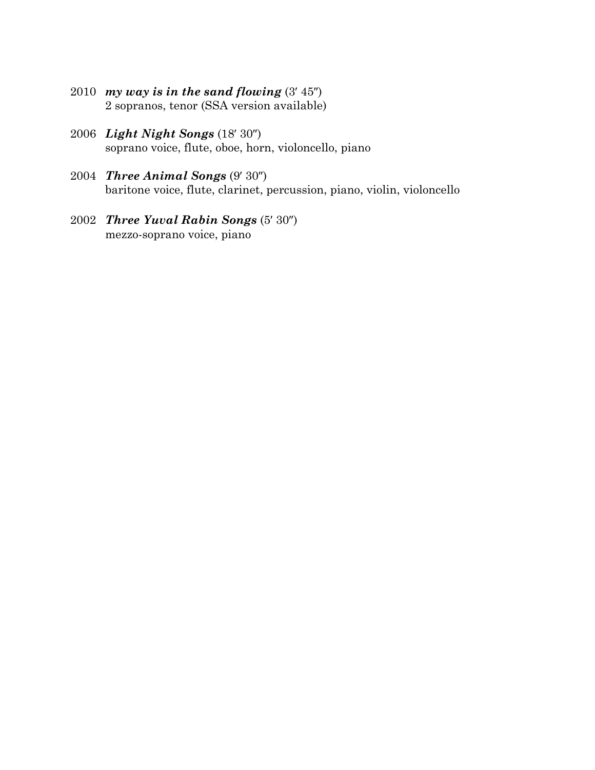2010 ***my way is in the sand flowing*** (3′ 45″)
2 sopranos, tenor (SSA version available)

2006 ***Light Night Songs*** (18′ 30″)
soprano voice, flute, oboe, horn, violoncello, piano

2004 ***Three Animal Songs*** (9′ 30″)
baritone voice, flute, clarinet, percussion, piano, violin, violoncello

2002 ***Three Yuval Rabin Songs*** (5′ 30″)
mezzo-soprano voice, piano